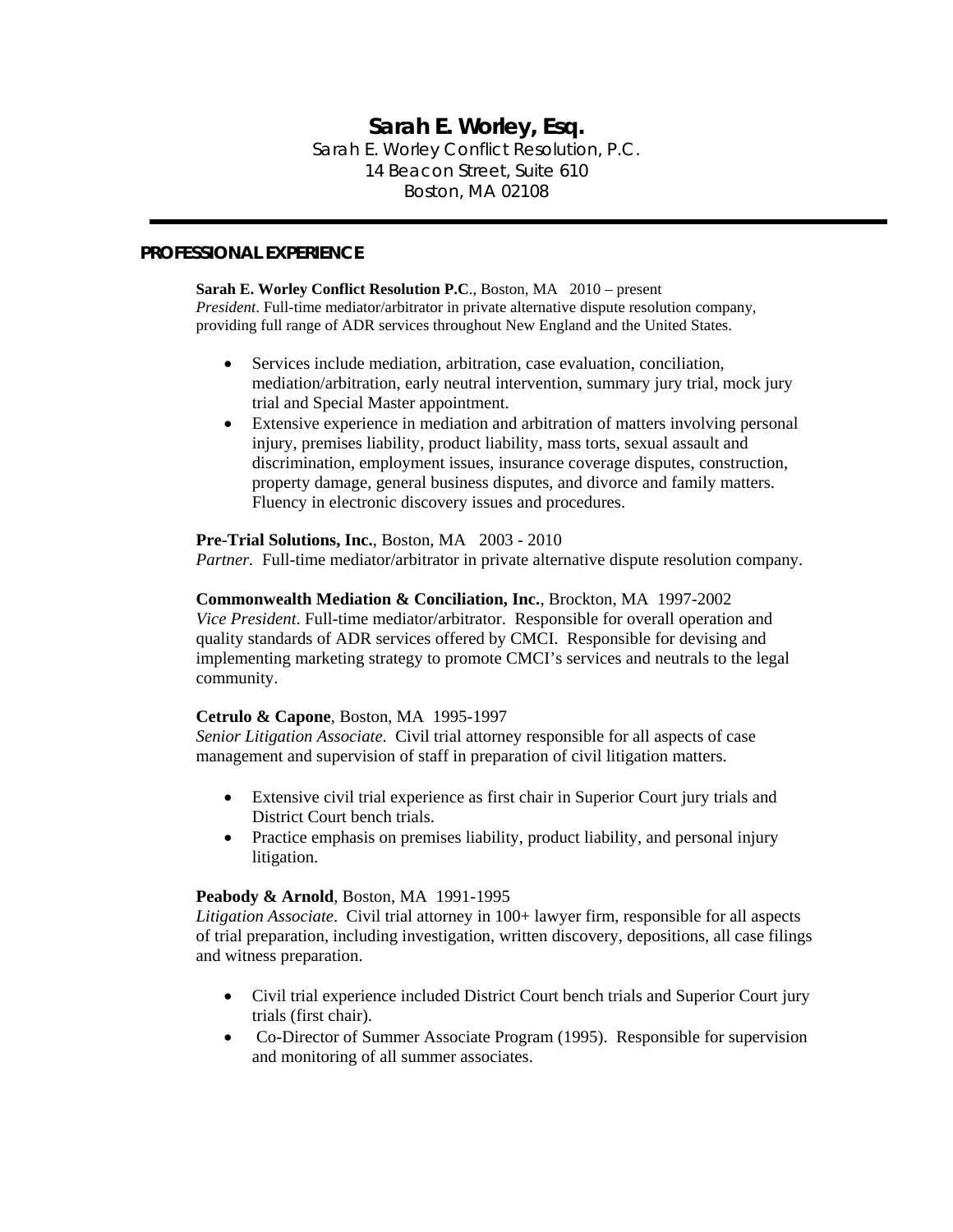# Sarah E. Worley, Esq.

Sarah E. Worley Conflict Resolution, P.C.
14 Beacon Street, Suite 610
Boston, MA 02108

---

## PROFESSIONAL EXPERIENCE

**Sarah E. Worley Conflict Resolution P.C**., Boston, MA 2010 – present
*President*. Full-time mediator/arbitrator in private alternative dispute resolution company, providing full range of ADR services throughout New England and the United States.

- Services include mediation, arbitration, case evaluation, conciliation, mediation/arbitration, early neutral intervention, summary jury trial, mock jury trial and Special Master appointment.
- Extensive experience in mediation and arbitration of matters involving personal injury, premises liability, product liability, mass torts, sexual assault and discrimination, employment issues, insurance coverage disputes, construction, property damage, general business disputes, and divorce and family matters. Fluency in electronic discovery issues and procedures.

**Pre-Trial Solutions, Inc.**, Boston, MA 2003 - 2010
*Partner.* Full-time mediator/arbitrator in private alternative dispute resolution company.

**Commonwealth Mediation & Conciliation, Inc.**, Brockton, MA 1997-2002
*Vice President*. Full-time mediator/arbitrator. Responsible for overall operation and quality standards of ADR services offered by CMCI. Responsible for devising and implementing marketing strategy to promote CMCI's services and neutrals to the legal community.

**Cetrulo & Capone**, Boston, MA 1995-1997
*Senior Litigation Associate*. Civil trial attorney responsible for all aspects of case management and supervision of staff in preparation of civil litigation matters.

- Extensive civil trial experience as first chair in Superior Court jury trials and District Court bench trials.
- Practice emphasis on premises liability, product liability, and personal injury litigation.

**Peabody & Arnold**, Boston, MA 1991-1995
*Litigation Associate*. Civil trial attorney in 100+ lawyer firm, responsible for all aspects of trial preparation, including investigation, written discovery, depositions, all case filings and witness preparation.

- Civil trial experience included District Court bench trials and Superior Court jury trials (first chair).
- Co-Director of Summer Associate Program (1995). Responsible for supervision and monitoring of all summer associates.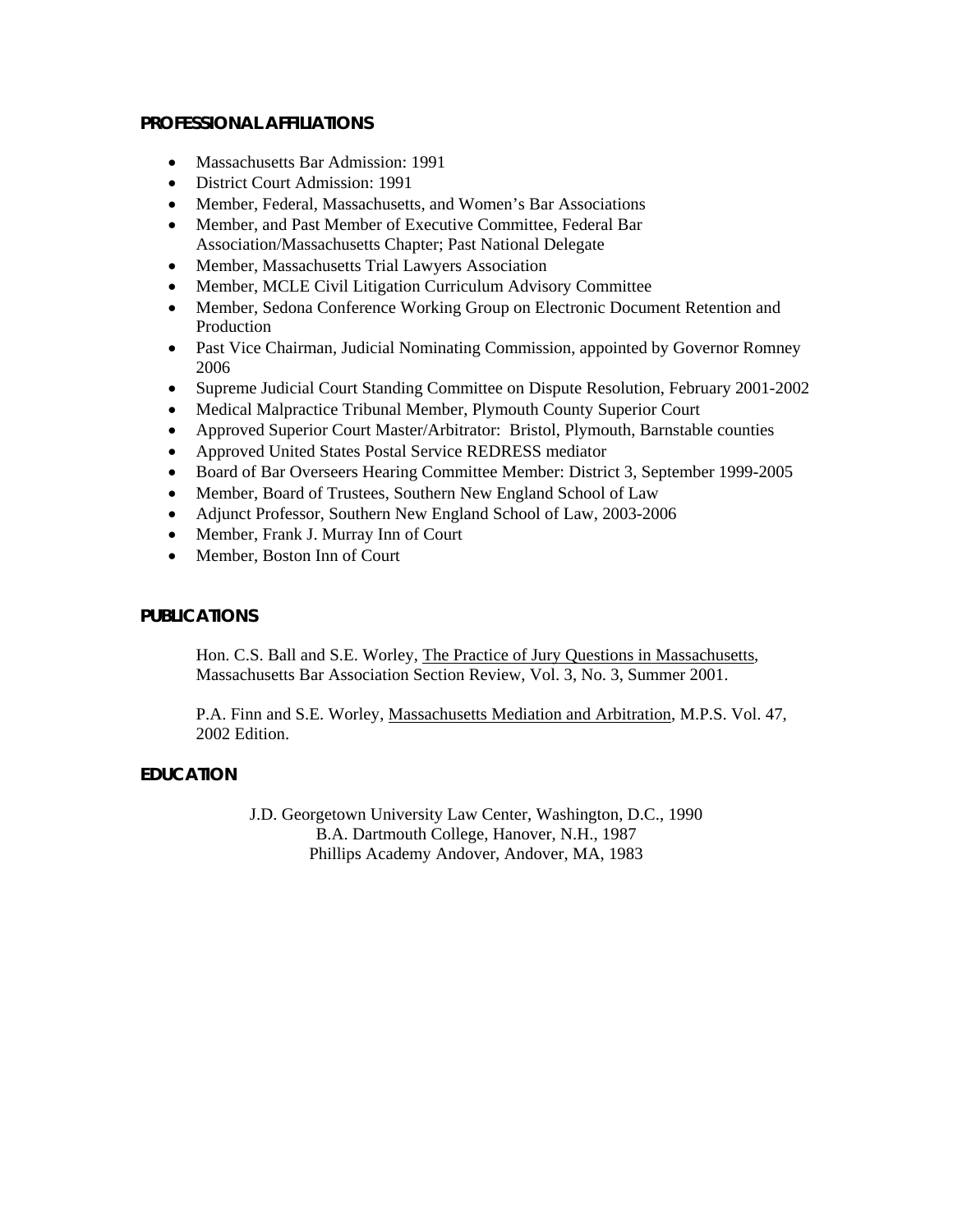## PROFESSIONAL AFFILIATIONS

- Massachusetts Bar Admission: 1991
- District Court Admission: 1991
- Member, Federal, Massachusetts, and Women's Bar Associations
- Member, and Past Member of Executive Committee, Federal Bar Association/Massachusetts Chapter; Past National Delegate
- Member, Massachusetts Trial Lawyers Association
- Member, MCLE Civil Litigation Curriculum Advisory Committee
- Member, Sedona Conference Working Group on Electronic Document Retention and Production
- Past Vice Chairman, Judicial Nominating Commission, appointed by Governor Romney 2006
- Supreme Judicial Court Standing Committee on Dispute Resolution, February 2001-2002
- Medical Malpractice Tribunal Member, Plymouth County Superior Court
- Approved Superior Court Master/Arbitrator: Bristol, Plymouth, Barnstable counties
- Approved United States Postal Service REDRESS mediator
- Board of Bar Overseers Hearing Committee Member: District 3, September 1999-2005
- Member, Board of Trustees, Southern New England School of Law
- Adjunct Professor, Southern New England School of Law, 2003-2006
- Member, Frank J. Murray Inn of Court
- Member, Boston Inn of Court

## PUBLICATIONS

Hon. C.S. Ball and S.E. Worley, The Practice of Jury Questions in Massachusetts, Massachusetts Bar Association Section Review, Vol. 3, No. 3, Summer 2001.

P.A. Finn and S.E. Worley, Massachusetts Mediation and Arbitration, M.P.S. Vol. 47, 2002 Edition.

## EDUCATION

J.D. Georgetown University Law Center, Washington, D.C., 1990
B.A. Dartmouth College, Hanover, N.H., 1987
Phillips Academy Andover, Andover, MA, 1983